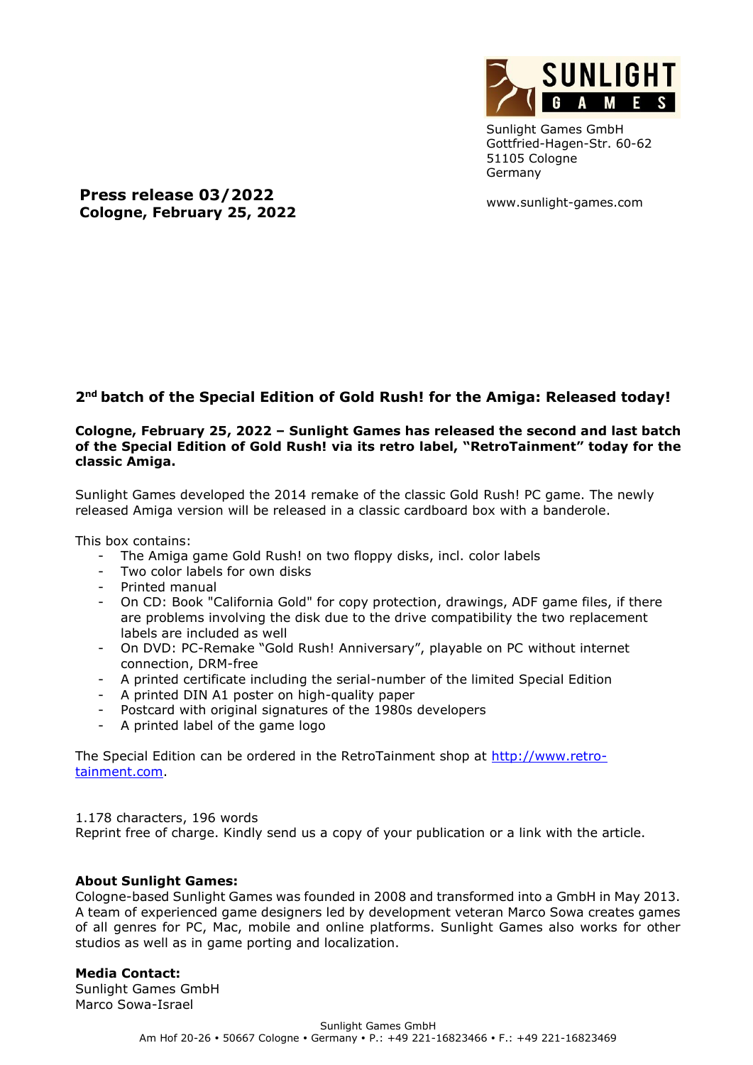Sunlight Games GmbH
Gottfried-Hagen-Str. 60-62
51105 Cologne
Germany

www.sunlight-games.com

**Press release 03/2022**
**Cologne, February 25, 2022**

## 2nd batch of the Special Edition of Gold Rush! for the Amiga: Released today!

**Cologne, February 25, 2022 – Sunlight Games has released the second and last batch of the Special Edition of Gold Rush! via its retro label, "RetroTainment" today for the classic Amiga.**

Sunlight Games developed the 2014 remake of the classic Gold Rush! PC game. The newly released Amiga version will be released in a classic cardboard box with a banderole.

This box contains:

- The Amiga game Gold Rush! on two floppy disks, incl. color labels
- Two color labels for own disks
- Printed manual
- On CD: Book "California Gold" for copy protection, drawings, ADF game files, if there are problems involving the disk due to the drive compatibility the two replacement labels are included as well
- On DVD: PC-Remake "Gold Rush! Anniversary", playable on PC without internet connection, DRM-free
- A printed certificate including the serial-number of the limited Special Edition
- A printed DIN A1 poster on high-quality paper
- Postcard with original signatures of the 1980s developers
- A printed label of the game logo

The Special Edition can be ordered in the RetroTainment shop at [http://www.retro-tainment.com](http://www.retro-tainment.com).

1.178 characters, 196 words
Reprint free of charge. Kindly send us a copy of your publication or a link with the article.

**About Sunlight Games:**
Cologne-based Sunlight Games was founded in 2008 and transformed into a GmbH in May 2013. A team of experienced game designers led by development veteran Marco Sowa creates games of all genres for PC, Mac, mobile and online platforms. Sunlight Games also works for other studios as well as in game porting and localization.

**Media Contact:**
Sunlight Games GmbH
Marco Sowa-Israel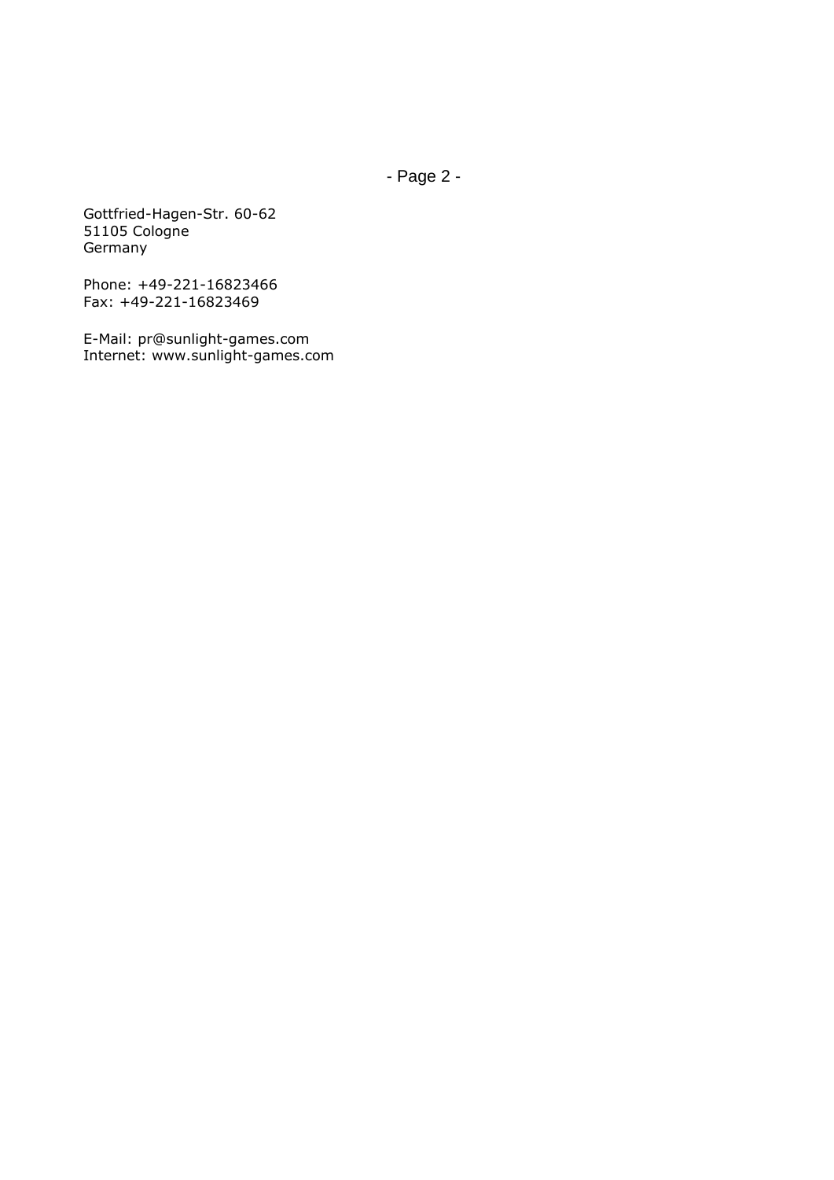Gottfried-Hagen-Str. 60-62
51105 Cologne
Germany

Phone: +49-221-16823466
Fax: +49-221-16823469

E-Mail: pr@sunlight-games.com
Internet: www.sunlight-games.com